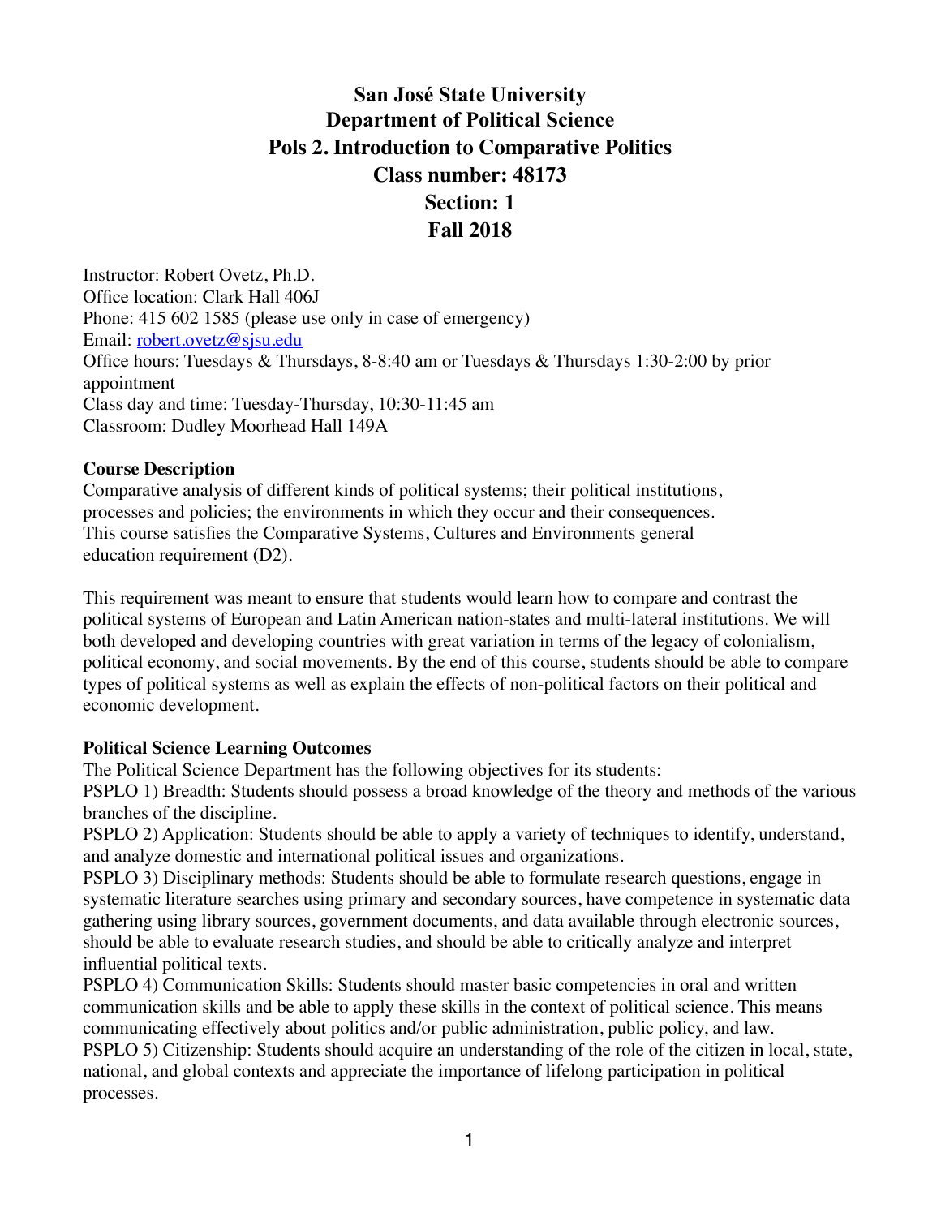# San José State University
# Department of Political Science
# Pols 2. Introduction to Comparative Politics
# Class number: 48173
# Section: 1
# Fall 2018

Instructor: Robert Ovetz, Ph.D.
Office location: Clark Hall 406J
Phone: 415 602 1585 (please use only in case of emergency)
Email: robert.ovetz@sjsu.edu
Office hours: Tuesdays & Thursdays, 8-8:40 am or Tuesdays & Thursdays 1:30-2:00 by prior appointment
Class day and time: Tuesday-Thursday, 10:30-11:45 am
Classroom: Dudley Moorhead Hall 149A

**Course Description**

Comparative analysis of different kinds of political systems; their political institutions, processes and policies; the environments in which they occur and their consequences. This course satisfies the Comparative Systems, Cultures and Environments general education requirement (D2).

This requirement was meant to ensure that students would learn how to compare and contrast the political systems of European and Latin American nation-states and multi-lateral institutions. We will both developed and developing countries with great variation in terms of the legacy of colonialism, political economy, and social movements. By the end of this course, students should be able to compare types of political systems as well as explain the effects of non-political factors on their political and economic development.

**Political Science Learning Outcomes**

The Political Science Department has the following objectives for its students:

PSPLO 1) Breadth: Students should possess a broad knowledge of the theory and methods of the various branches of the discipline.

PSPLO 2) Application: Students should be able to apply a variety of techniques to identify, understand, and analyze domestic and international political issues and organizations.

PSPLO 3) Disciplinary methods: Students should be able to formulate research questions, engage in systematic literature searches using primary and secondary sources, have competence in systematic data gathering using library sources, government documents, and data available through electronic sources, should be able to evaluate research studies, and should be able to critically analyze and interpret influential political texts.

PSPLO 4) Communication Skills: Students should master basic competencies in oral and written communication skills and be able to apply these skills in the context of political science. This means communicating effectively about politics and/or public administration, public policy, and law.

PSPLO 5) Citizenship: Students should acquire an understanding of the role of the citizen in local, state, national, and global contexts and appreciate the importance of lifelong participation in political processes.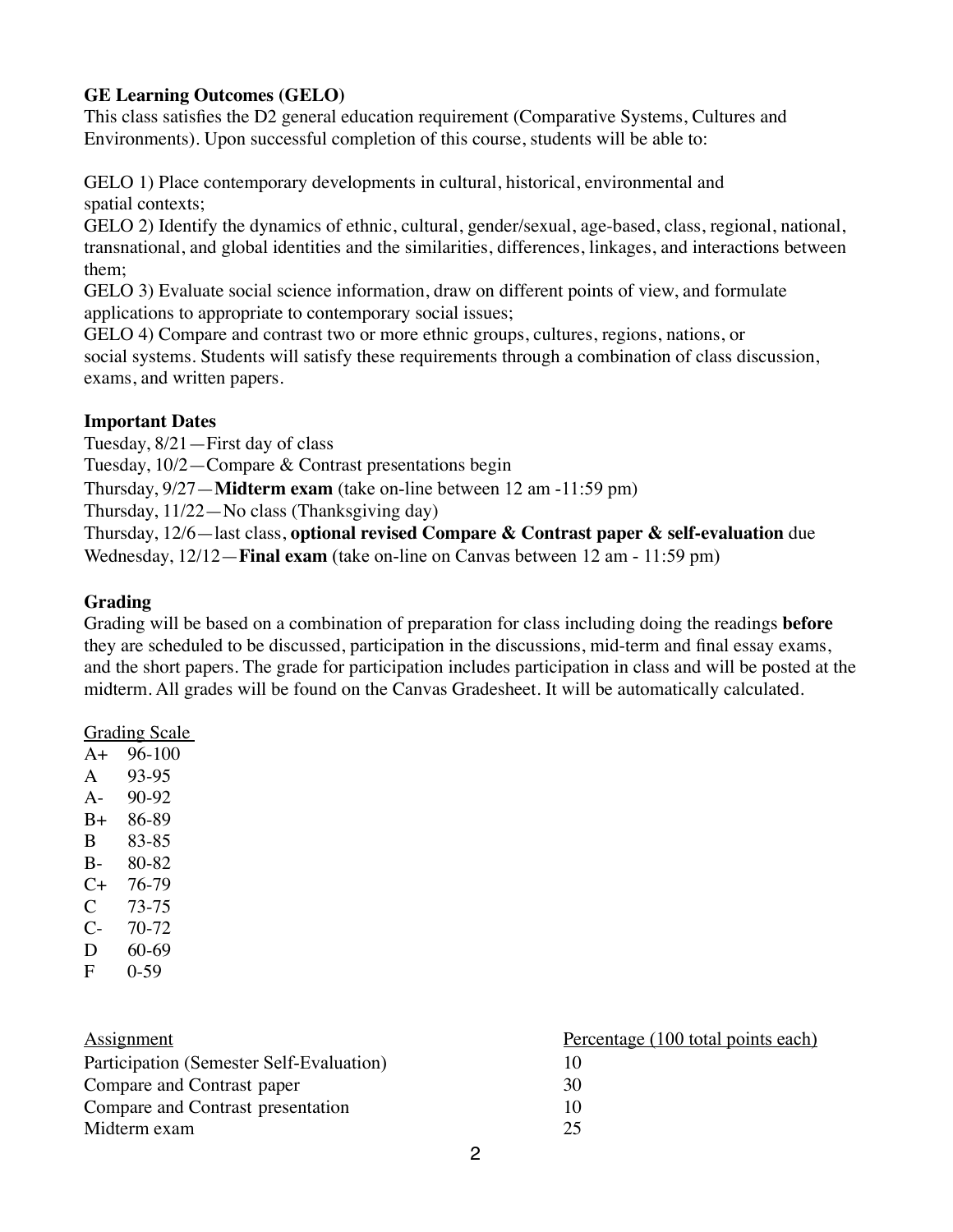**GE Learning Outcomes (GELO)**

This class satisfies the D2 general education requirement (Comparative Systems, Cultures and Environments). Upon successful completion of this course, students will be able to:

GELO 1) Place contemporary developments in cultural, historical, environmental and spatial contexts;
GELO 2) Identify the dynamics of ethnic, cultural, gender/sexual, age-based, class, regional, national, transnational, and global identities and the similarities, differences, linkages, and interactions between them;
GELO 3) Evaluate social science information, draw on different points of view, and formulate applications to appropriate to contemporary social issues;
GELO 4) Compare and contrast two or more ethnic groups, cultures, regions, nations, or social systems. Students will satisfy these requirements through a combination of class discussion, exams, and written papers.

**Important Dates**

Tuesday, 8/21—First day of class
Tuesday, 10/2—Compare & Contrast presentations begin
Thursday, 9/27—**Midterm exam** (take on-line between 12 am -11:59 pm)
Thursday, 11/22—No class (Thanksgiving day)
Thursday, 12/6—last class, **optional revised Compare & Contrast paper & self-evaluation** due
Wednesday, 12/12—**Final exam** (take on-line on Canvas between 12 am - 11:59 pm)

**Grading**

Grading will be based on a combination of preparation for class including doing the readings **before** they are scheduled to be discussed, participation in the discussions, mid-term and final essay exams, and the short papers. The grade for participation includes participation in class and will be posted at the midterm. All grades will be found on the Canvas Gradesheet. It will be automatically calculated.

Grading Scale

| | |
|---|---|
| A+ | 96-100 |
| A | 93-95 |
| A- | 90-92 |
| B+ | 86-89 |
| B | 83-85 |
| B- | 80-82 |
| C+ | 76-79 |
| C | 73-75 |
| C- | 70-72 |
| D | 60-69 |
| F | 0-59 |

| Assignment | Percentage (100 total points each) |
|---|---|
| Participation (Semester Self-Evaluation) | 10 |
| Compare and Contrast paper | 30 |
| Compare and Contrast presentation | 10 |
| Midterm exam | 25 |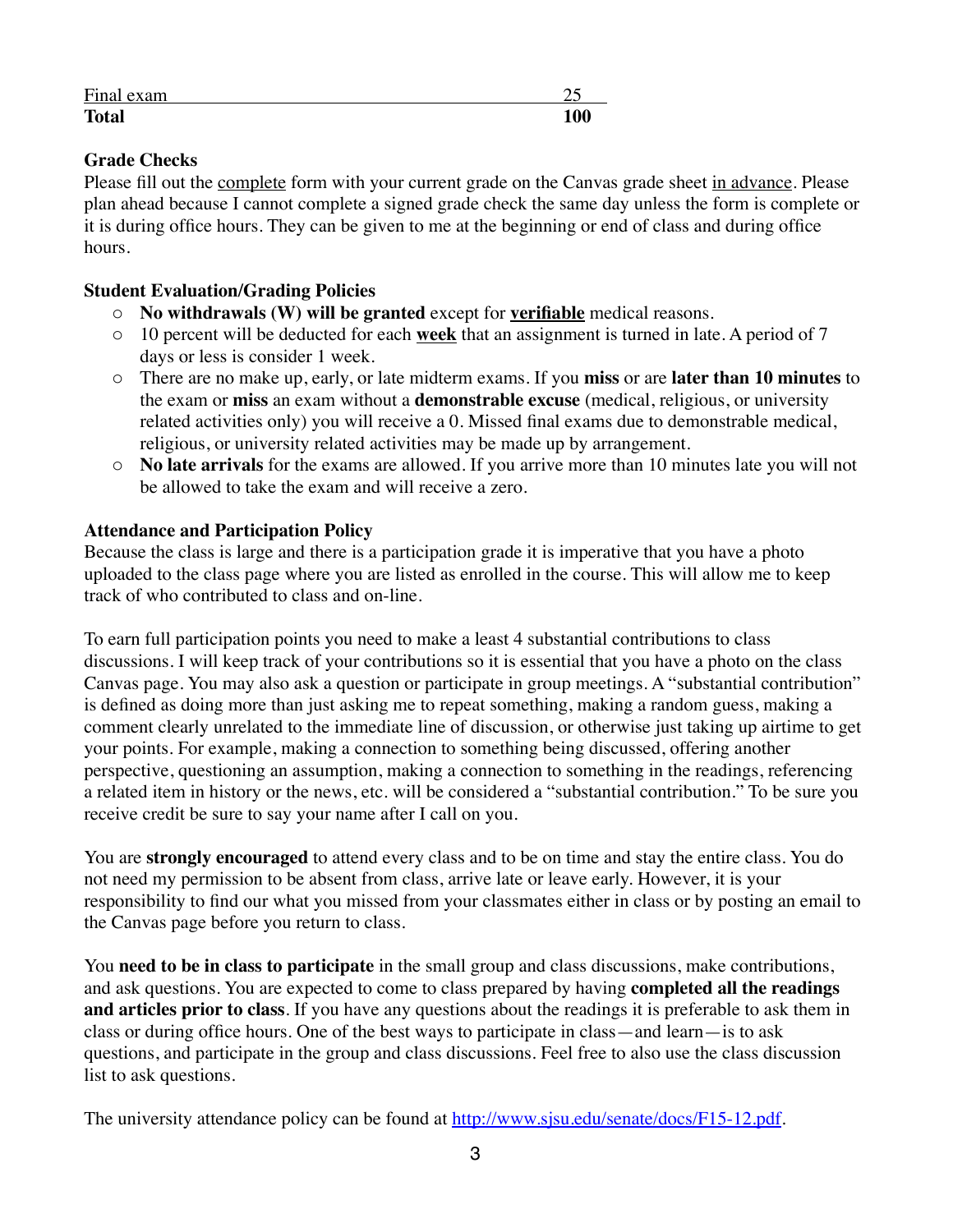| Final exam | 25 |
|---|---|
| **Total** | **100** |

### Grade Checks

Please fill out the <u>complete</u> form with your current grade on the Canvas grade sheet <u>in advance</u>. Please plan ahead because I cannot complete a signed grade check the same day unless the form is complete or it is during office hours. They can be given to me at the beginning or end of class and during office hours.

### Student Evaluation/Grading Policies

- **No withdrawals (W) will be granted** except for **<u>verifiable</u>** medical reasons.
- 10 percent will be deducted for each **<u>week</u>** that an assignment is turned in late. A period of 7 days or less is consider 1 week.
- There are no make up, early, or late midterm exams. If you **miss** or are **later than 10 minutes** to the exam or **miss** an exam without a **demonstrable excuse** (medical, religious, or university related activities only) you will receive a 0. Missed final exams due to demonstrable medical, religious, or university related activities may be made up by arrangement.
- **No late arrivals** for the exams are allowed. If you arrive more than 10 minutes late you will not be allowed to take the exam and will receive a zero.

### Attendance and Participation Policy

Because the class is large and there is a participation grade it is imperative that you have a photo uploaded to the class page where you are listed as enrolled in the course. This will allow me to keep track of who contributed to class and on-line.

To earn full participation points you need to make a least 4 substantial contributions to class discussions. I will keep track of your contributions so it is essential that you have a photo on the class Canvas page. You may also ask a question or participate in group meetings. A "substantial contribution" is defined as doing more than just asking me to repeat something, making a random guess, making a comment clearly unrelated to the immediate line of discussion, or otherwise just taking up airtime to get your points. For example, making a connection to something being discussed, offering another perspective, questioning an assumption, making a connection to something in the readings, referencing a related item in history or the news, etc. will be considered a "substantial contribution." To be sure you receive credit be sure to say your name after I call on you.

You are **strongly encouraged** to attend every class and to be on time and stay the entire class. You do not need my permission to be absent from class, arrive late or leave early. However, it is your responsibility to find our what you missed from your classmates either in class or by posting an email to the Canvas page before you return to class.

You **need to be in class to participate** in the small group and class discussions, make contributions, and ask questions. You are expected to come to class prepared by having **completed all the readings and articles prior to class**. If you have any questions about the readings it is preferable to ask them in class or during office hours. One of the best ways to participate in class—and learn—is to ask questions, and participate in the group and class discussions. Feel free to also use the class discussion list to ask questions.

The university attendance policy can be found at http://www.sjsu.edu/senate/docs/F15-12.pdf.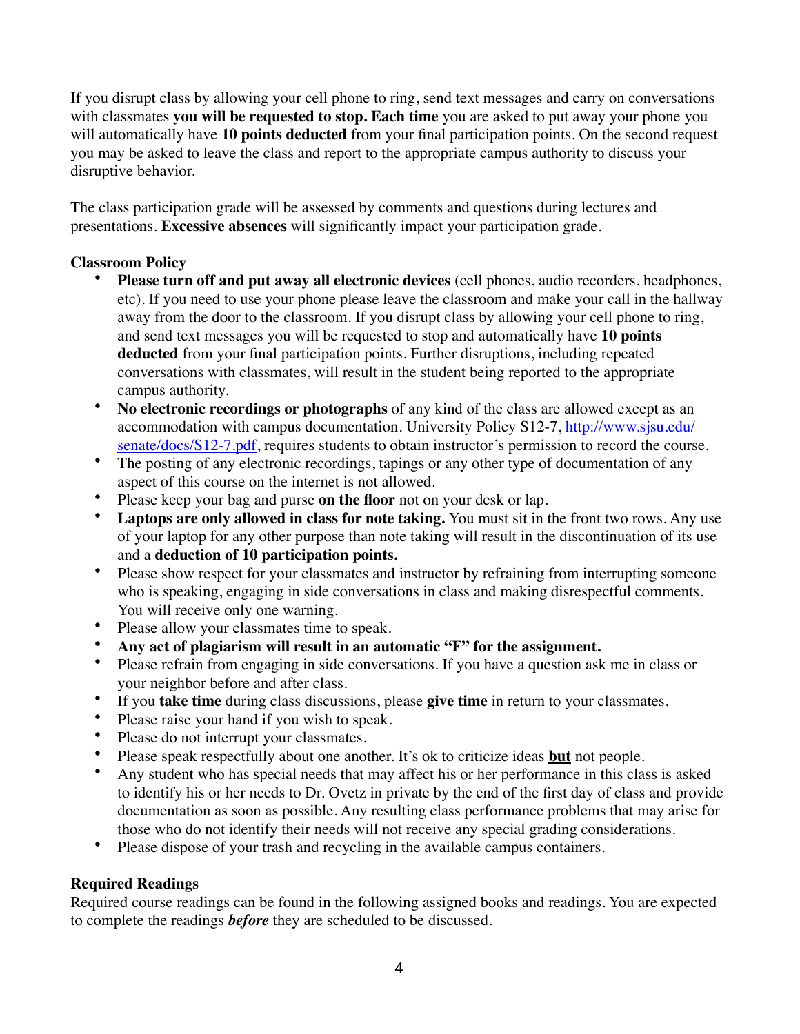If you disrupt class by allowing your cell phone to ring, send text messages and carry on conversations with classmates **you will be requested to stop. Each time** you are asked to put away your phone you will automatically have **10 points deducted** from your final participation points. On the second request you may be asked to leave the class and report to the appropriate campus authority to discuss your disruptive behavior.

The class participation grade will be assessed by comments and questions during lectures and presentations. **Excessive absences** will significantly impact your participation grade.

**Classroom Policy**

- **Please turn off and put away all electronic devices** (cell phones, audio recorders, headphones, etc). If you need to use your phone please leave the classroom and make your call in the hallway away from the door to the classroom. If you disrupt class by allowing your cell phone to ring, and send text messages you will be requested to stop and automatically have **10 points deducted** from your final participation points. Further disruptions, including repeated conversations with classmates, will result in the student being reported to the appropriate campus authority.
- **No electronic recordings or photographs** of any kind of the class are allowed except as an accommodation with campus documentation. University Policy S12-7, [http://www.sjsu.edu/senate/docs/S12-7.pdf](http://www.sjsu.edu/senate/docs/S12-7.pdf), requires students to obtain instructor's permission to record the course.
- The posting of any electronic recordings, tapings or any other type of documentation of any aspect of this course on the internet is not allowed.
- Please keep your bag and purse **on the floor** not on your desk or lap.
- **Laptops are only allowed in class for note taking.** You must sit in the front two rows. Any use of your laptop for any other purpose than note taking will result in the discontinuation of its use and a **deduction of 10 participation points.**
- Please show respect for your classmates and instructor by refraining from interrupting someone who is speaking, engaging in side conversations in class and making disrespectful comments. You will receive only one warning.
- Please allow your classmates time to speak.
- **Any act of plagiarism will result in an automatic "F" for the assignment.**
- Please refrain from engaging in side conversations. If you have a question ask me in class or your neighbor before and after class.
- If you **take time** during class discussions, please **give time** in return to your classmates.
- Please raise your hand if you wish to speak.
- Please do not interrupt your classmates.
- Please speak respectfully about one another. It's ok to criticize ideas **<u>but</u>** not people.
- Any student who has special needs that may affect his or her performance in this class is asked to identify his or her needs to Dr. Ovetz in private by the end of the first day of class and provide documentation as soon as possible. Any resulting class performance problems that may arise for those who do not identify their needs will not receive any special grading considerations.
- Please dispose of your trash and recycling in the available campus containers.

**Required Readings**

Required course readings can be found in the following assigned books and readings. You are expected to complete the readings ***before*** they are scheduled to be discussed.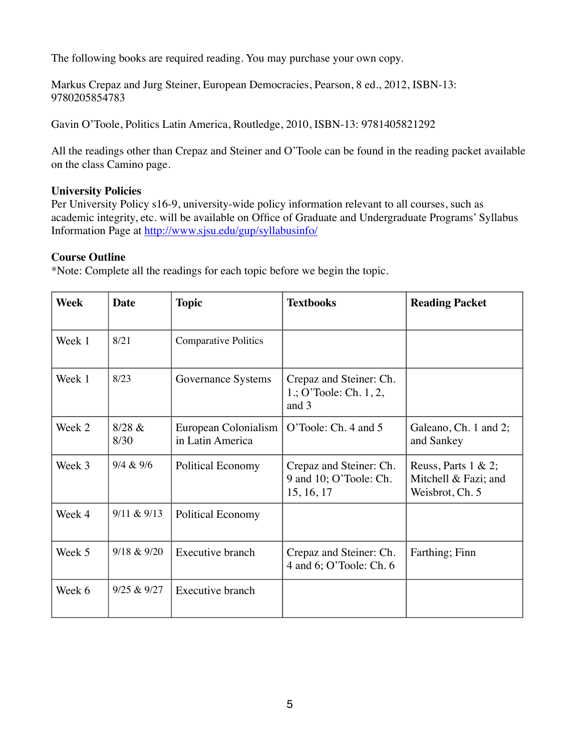The following books are required reading. You may purchase your own copy.

Markus Crepaz and Jurg Steiner, European Democracies, Pearson, 8 ed., 2012, ISBN-13: 9780205854783

Gavin O'Toole, Politics Latin America, Routledge, 2010, ISBN-13: 9781405821292

All the readings other than Crepaz and Steiner and O'Toole can be found in the reading packet available on the class Camino page.

**University Policies**
Per University Policy s16-9, university-wide policy information relevant to all courses, such as academic integrity, etc. will be available on Office of Graduate and Undergraduate Programs' Syllabus Information Page at [http://www.sjsu.edu/gup/syllabusinfo/](http://www.sjsu.edu/gup/syllabusinfo/)

**Course Outline**
*Note: Complete all the readings for each topic before we begin the topic.

| Week | Date | Topic | Textbooks | Reading Packet |
|---|---|---|---|---|
| Week 1 | 8/21 | Comparative Politics | | |
| Week 1 | 8/23 | Governance Systems | Crepaz and Steiner: Ch. 1.; O'Toole: Ch. 1, 2, and 3 | |
| Week 2 | 8/28 & 8/30 | European Colonialism in Latin America | O'Toole: Ch. 4 and 5 | Galeano, Ch. 1 and 2; and Sankey |
| Week 3 | 9/4 & 9/6 | Political Economy | Crepaz and Steiner: Ch. 9 and 10; O'Toole: Ch. 15, 16, 17 | Reuss, Parts 1 & 2; Mitchell & Fazi; and Weisbrot, Ch. 5 |
| Week 4 | 9/11 & 9/13 | Political Economy | | |
| Week 5 | 9/18 & 9/20 | Executive branch | Crepaz and Steiner: Ch. 4 and 6; O'Toole: Ch. 6 | Farthing; Finn |
| Week 6 | 9/25 & 9/27 | Executive branch | | |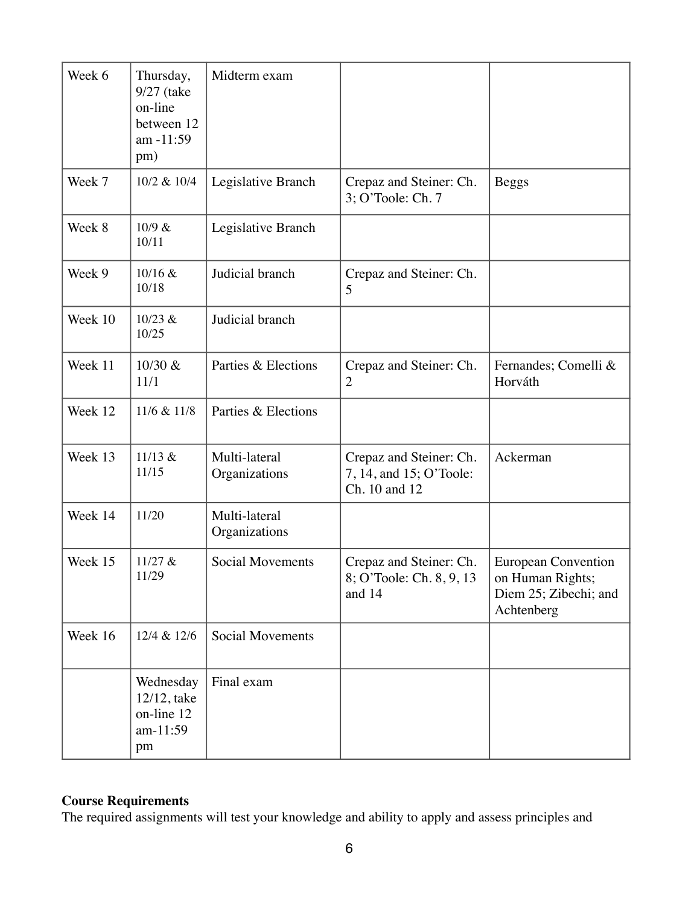| Week 6 | Thursday, 9/27 (take on-line between 12 am -11:59 pm) | Midterm exam | | |
|---|---|---|---|---|
| Week 7 | 10/2 & 10/4 | Legislative Branch | Crepaz and Steiner: Ch. 3; O'Toole: Ch. 7 | Beggs |
| Week 8 | 10/9 & 10/11 | Legislative Branch | | |
| Week 9 | 10/16 & 10/18 | Judicial branch | Crepaz and Steiner: Ch. 5 | |
| Week 10 | 10/23 & 10/25 | Judicial branch | | |
| Week 11 | 10/30 & 11/1 | Parties & Elections | Crepaz and Steiner: Ch. 2 | Fernandes; Comelli & Horváth |
| Week 12 | 11/6 & 11/8 | Parties & Elections | | |
| Week 13 | 11/13 & 11/15 | Multi-lateral Organizations | Crepaz and Steiner: Ch. 7, 14, and 15; O'Toole: Ch. 10 and 12 | Ackerman |
| Week 14 | 11/20 | Multi-lateral Organizations | | |
| Week 15 | 11/27 & 11/29 | Social Movements | Crepaz and Steiner: Ch. 8; O'Toole: Ch. 8, 9, 13 and 14 | European Convention on Human Rights; Diem 25; Zibechi; and Achtenberg |
| Week 16 | 12/4 & 12/6 | Social Movements | | |
| | Wednesday 12/12, take on-line 12 am-11:59 pm | Final exam | | |

**Course Requirements**

The required assignments will test your knowledge and ability to apply and assess principles and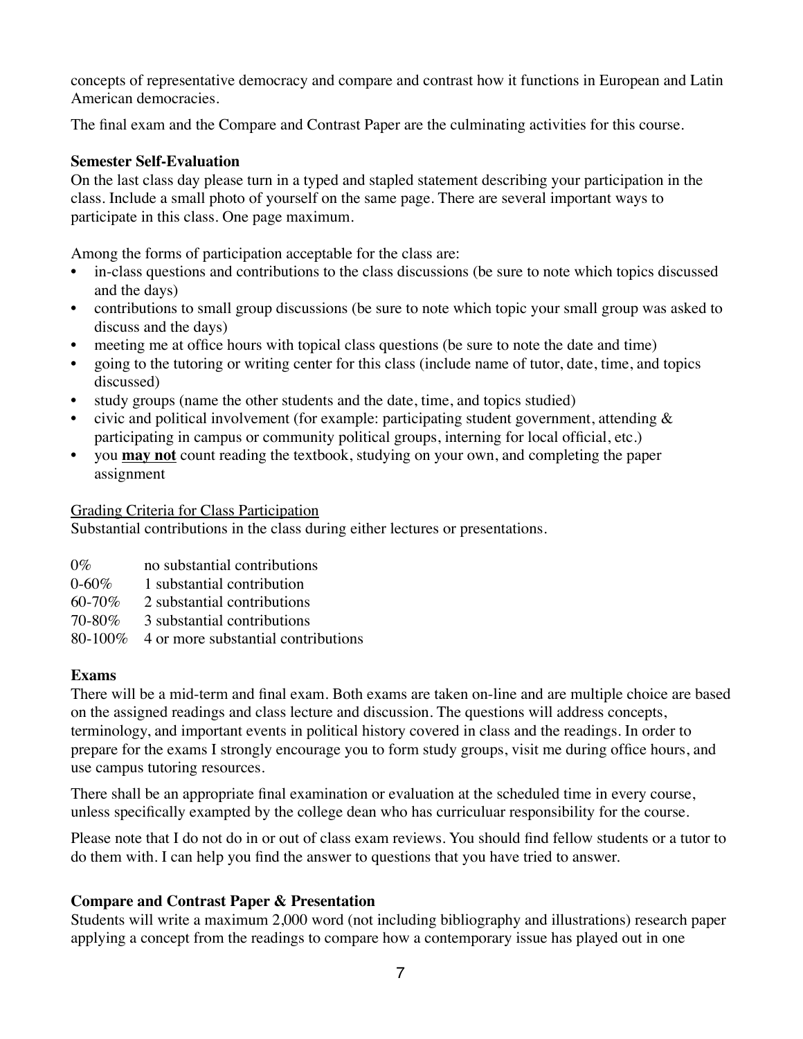concepts of representative democracy and compare and contrast how it functions in European and Latin American democracies.

The final exam and the Compare and Contrast Paper are the culminating activities for this course.

**Semester Self-Evaluation**

On the last class day please turn in a typed and stapled statement describing your participation in the class. Include a small photo of yourself on the same page. There are several important ways to participate in this class. One page maximum.

Among the forms of participation acceptable for the class are:

- in-class questions and contributions to the class discussions (be sure to note which topics discussed and the days)
- contributions to small group discussions (be sure to note which topic your small group was asked to discuss and the days)
- meeting me at office hours with topical class questions (be sure to note the date and time)
- going to the tutoring or writing center for this class (include name of tutor, date, time, and topics discussed)
- study groups (name the other students and the date, time, and topics studied)
- civic and political involvement (for example: participating student government, attending & participating in campus or community political groups, interning for local official, etc.)
- you <u>**may not**</u> count reading the textbook, studying on your own, and completing the paper assignment

<u>Grading Criteria for Class Participation</u>

Substantial contributions in the class during either lectures or presentations.

| | |
|---|---|
| 0% | no substantial contributions |
| 0-60% | 1 substantial contribution |
| 60-70% | 2 substantial contributions |
| 70-80% | 3 substantial contributions |
| 80-100% | 4 or more substantial contributions |

**Exams**

There will be a mid-term and final exam. Both exams are taken on-line and are multiple choice are based on the assigned readings and class lecture and discussion. The questions will address concepts, terminology, and important events in political history covered in class and the readings. In order to prepare for the exams I strongly encourage you to form study groups, visit me during office hours, and use campus tutoring resources.

There shall be an appropriate final examination or evaluation at the scheduled time in every course, unless specifically exampted by the college dean who has curriculuar responsibility for the course.

Please note that I do not do in or out of class exam reviews. You should find fellow students or a tutor to do them with. I can help you find the answer to questions that you have tried to answer.

**Compare and Contrast Paper & Presentation**

Students will write a maximum 2,000 word (not including bibliography and illustrations) research paper applying a concept from the readings to compare how a contemporary issue has played out in one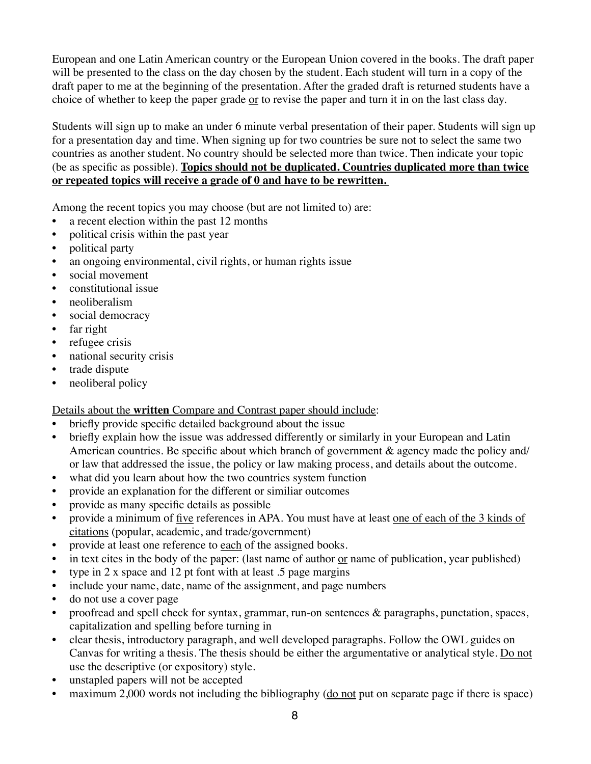European and one Latin American country or the European Union covered in the books. The draft paper will be presented to the class on the day chosen by the student. Each student will turn in a copy of the draft paper to me at the beginning of the presentation. After the graded draft is returned students have a choice of whether to keep the paper grade or to revise the paper and turn it in on the last class day.

Students will sign up to make an under 6 minute verbal presentation of their paper. Students will sign up for a presentation day and time. When signing up for two countries be sure not to select the same two countries as another student. No country should be selected more than twice. Then indicate your topic (be as specific as possible). **Topics should not be duplicated. Countries duplicated more than twice or repeated topics will receive a grade of 0 and have to be rewritten.**

Among the recent topics you may choose (but are not limited to) are:

- a recent election within the past 12 months
- political crisis within the past year
- political party
- an ongoing environmental, civil rights, or human rights issue
- social movement
- constitutional issue
- neoliberalism
- social democracy
- far right
- refugee crisis
- national security crisis
- trade dispute
- neoliberal policy

Details about the **written** Compare and Contrast paper should include:

- briefly provide specific detailed background about the issue
- briefly explain how the issue was addressed differently or similarly in your European and Latin American countries. Be specific about which branch of government & agency made the policy and/or law that addressed the issue, the policy or law making process, and details about the outcome.
- what did you learn about how the two countries system function
- provide an explanation for the different or similiar outcomes
- provide as many specific details as possible
- provide a minimum of five references in APA. You must have at least one of each of the 3 kinds of citations (popular, academic, and trade/government)
- provide at least one reference to each of the assigned books.
- in text cites in the body of the paper: (last name of author or name of publication, year published)
- type in 2 x space and 12 pt font with at least .5 page margins
- include your name, date, name of the assignment, and page numbers
- do not use a cover page
- proofread and spell check for syntax, grammar, run-on sentences & paragraphs, punctation, spaces, capitalization and spelling before turning in
- clear thesis, introductory paragraph, and well developed paragraphs. Follow the OWL guides on Canvas for writing a thesis. The thesis should be either the argumentative or analytical style. Do not use the descriptive (or expository) style.
- unstapled papers will not be accepted
- maximum 2,000 words not including the bibliography (do not put on separate page if there is space)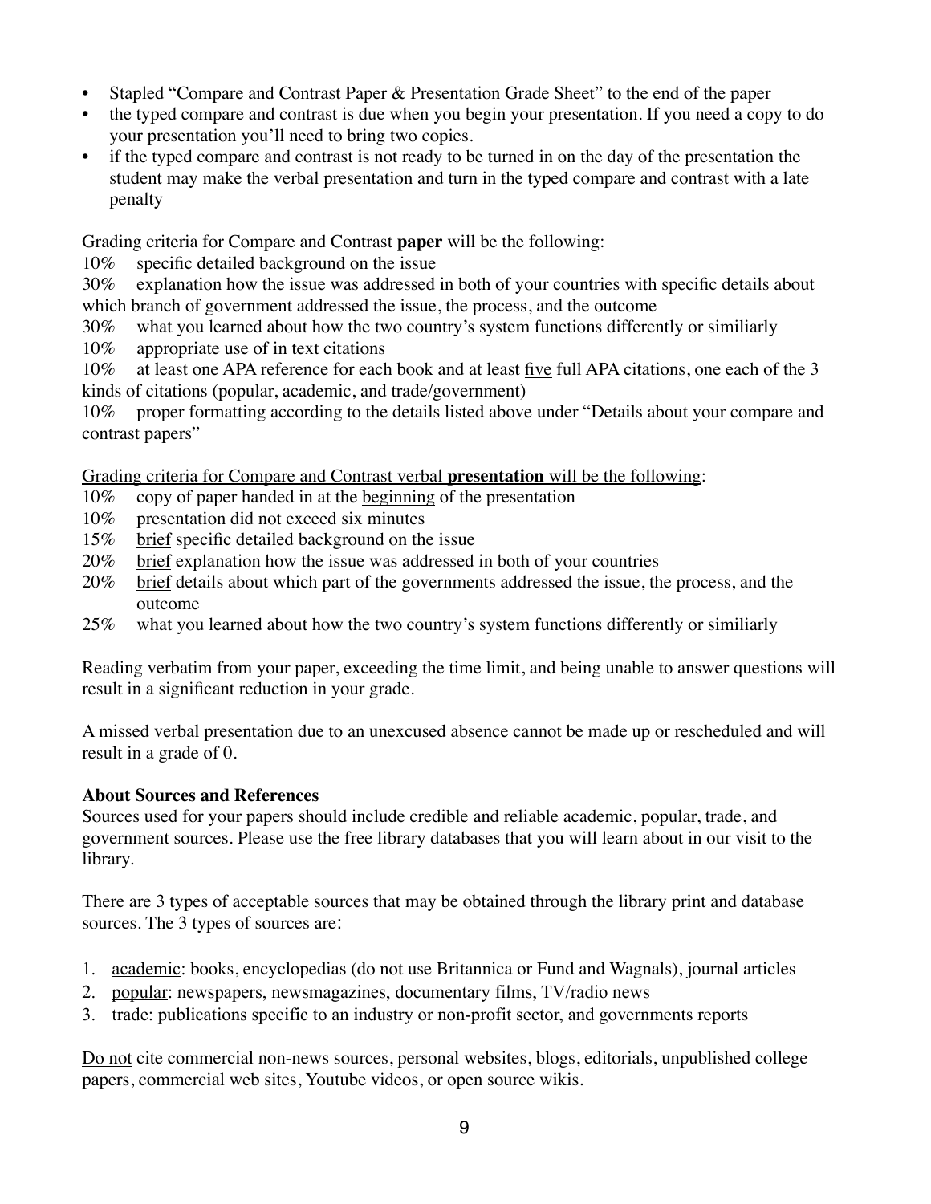- Stapled "Compare and Contrast Paper & Presentation Grade Sheet" to the end of the paper
- the typed compare and contrast is due when you begin your presentation. If you need a copy to do your presentation you'll need to bring two copies.
- if the typed compare and contrast is not ready to be turned in on the day of the presentation the student may make the verbal presentation and turn in the typed compare and contrast with a late penalty

<u>Grading criteria for Compare and Contrast **paper** will be the following</u>:

10% specific detailed background on the issue

30% explanation how the issue was addressed in both of your countries with specific details about which branch of government addressed the issue, the process, and the outcome

30% what you learned about how the two country's system functions differently or similiarly

10% appropriate use of in text citations

10% at least one APA reference for each book and at least <u>five</u> full APA citations, one each of the 3 kinds of citations (popular, academic, and trade/government)

10% proper formatting according to the details listed above under "Details about your compare and contrast papers"

<u>Grading criteria for Compare and Contrast verbal **presentation** will be the following</u>:

10% copy of paper handed in at the <u>beginning</u> of the presentation

10% presentation did not exceed six minutes

15% <u>brief</u> specific detailed background on the issue

20% <u>brief</u> explanation how the issue was addressed in both of your countries

20% <u>brief</u> details about which part of the governments addressed the issue, the process, and the outcome

25% what you learned about how the two country's system functions differently or similiarly

Reading verbatim from your paper, exceeding the time limit, and being unable to answer questions will result in a significant reduction in your grade.

A missed verbal presentation due to an unexcused absence cannot be made up or rescheduled and will result in a grade of 0.

**About Sources and References**

Sources used for your papers should include credible and reliable academic, popular, trade, and government sources. Please use the free library databases that you will learn about in our visit to the library.

There are 3 types of acceptable sources that may be obtained through the library print and database sources. The 3 types of sources are:

1. <u>academic</u>: books, encyclopedias (do not use Britannica or Fund and Wagnals), journal articles
2. <u>popular</u>: newspapers, newsmagazines, documentary films, TV/radio news
3. <u>trade</u>: publications specific to an industry or non-profit sector, and governments reports

<u>Do not</u> cite commercial non-news sources, personal websites, blogs, editorials, unpublished college papers, commercial web sites, Youtube videos, or open source wikis.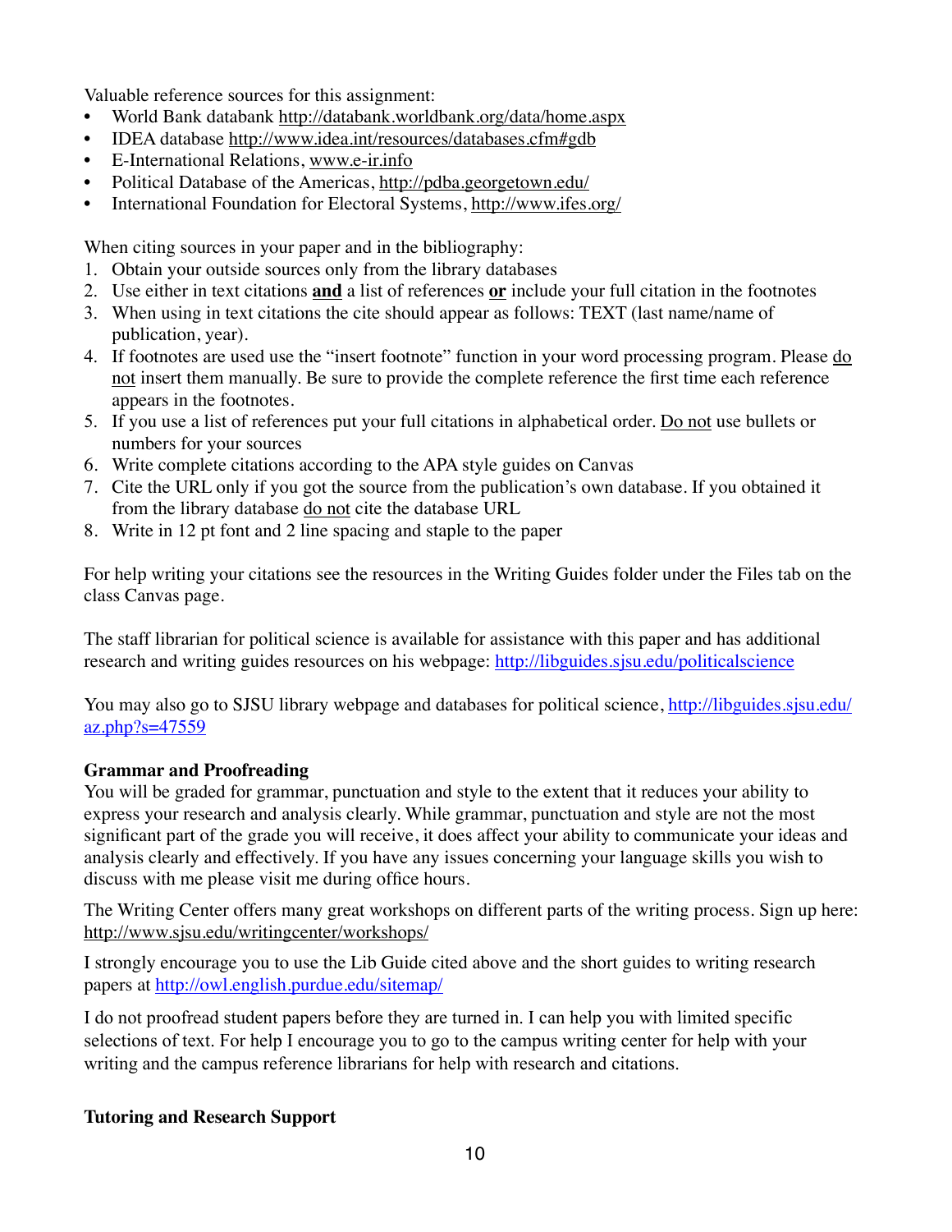Valuable reference sources for this assignment:

- World Bank databank http://databank.worldbank.org/data/home.aspx
- IDEA database http://www.idea.int/resources/databases.cfm#gdb
- E-International Relations, www.e-ir.info
- Political Database of the Americas, http://pdba.georgetown.edu/
- International Foundation for Electoral Systems, http://www.ifes.org/

When citing sources in your paper and in the bibliography:

1. Obtain your outside sources only from the library databases
2. Use either in text citations **and** a list of references **or** include your full citation in the footnotes
3. When using in text citations the cite should appear as follows: TEXT (last name/name of publication, year).
4. If footnotes are used use the "insert footnote" function in your word processing program. Please do not insert them manually. Be sure to provide the complete reference the first time each reference appears in the footnotes.
5. If you use a list of references put your full citations in alphabetical order. Do not use bullets or numbers for your sources
6. Write complete citations according to the APA style guides on Canvas
7. Cite the URL only if you got the source from the publication's own database. If you obtained it from the library database do not cite the database URL
8. Write in 12 pt font and 2 line spacing and staple to the paper

For help writing your citations see the resources in the Writing Guides folder under the Files tab on the class Canvas page.

The staff librarian for political science is available for assistance with this paper and has additional research and writing guides resources on his webpage: http://libguides.sjsu.edu/politicalscience

You may also go to SJSU library webpage and databases for political science, http://libguides.sjsu.edu/az.php?s=47559

**Grammar and Proofreading**

You will be graded for grammar, punctuation and style to the extent that it reduces your ability to express your research and analysis clearly. While grammar, punctuation and style are not the most significant part of the grade you will receive, it does affect your ability to communicate your ideas and analysis clearly and effectively. If you have any issues concerning your language skills you wish to discuss with me please visit me during office hours.

The Writing Center offers many great workshops on different parts of the writing process. Sign up here: http://www.sjsu.edu/writingcenter/workshops/

I strongly encourage you to use the Lib Guide cited above and the short guides to writing research papers at http://owl.english.purdue.edu/sitemap/

I do not proofread student papers before they are turned in. I can help you with limited specific selections of text. For help I encourage you to go to the campus writing center for help with your writing and the campus reference librarians for help with research and citations.

**Tutoring and Research Support**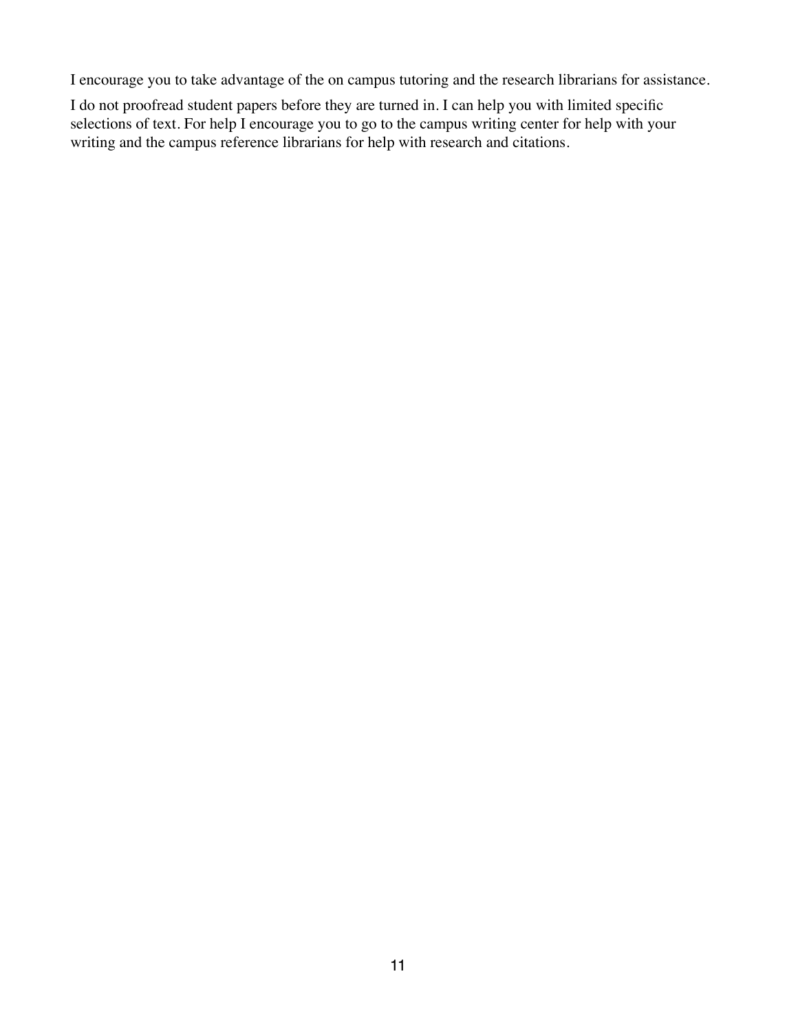I encourage you to take advantage of the on campus tutoring and the research librarians for assistance.

I do not proofread student papers before they are turned in. I can help you with limited specific selections of text. For help I encourage you to go to the campus writing center for help with your writing and the campus reference librarians for help with research and citations.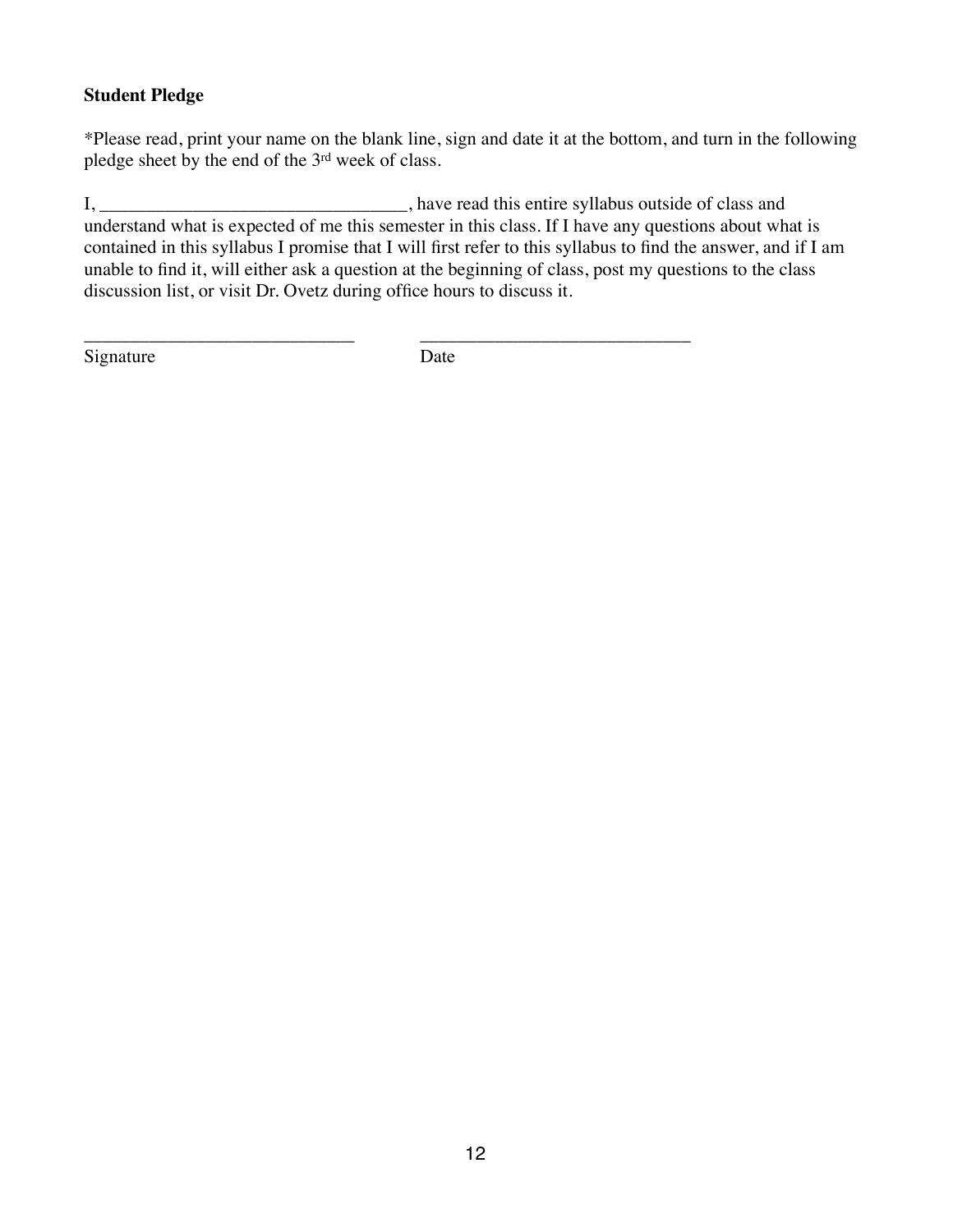**Student Pledge**

*Please read, print your name on the blank line, sign and date it at the bottom, and turn in the following pledge sheet by the end of the 3rd week of class.

I, _________________________________, have read this entire syllabus outside of class and understand what is expected of me this semester in this class. If I have any questions about what is contained in this syllabus I promise that I will first refer to this syllabus to find the answer, and if I am unable to find it, will either ask a question at the beginning of class, post my questions to the class discussion list, or visit Dr. Ovetz during office hours to discuss it.

______________________________ ______________________________
Signature Date